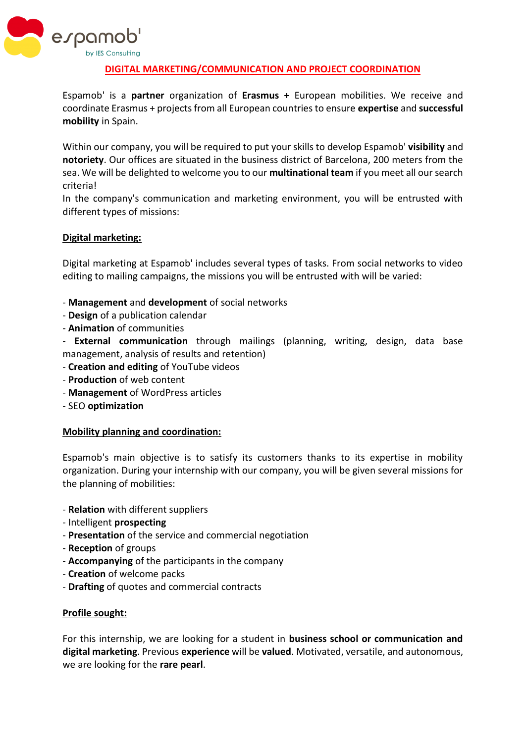espamob'
by IES Consulting

# DIGITAL MARKETING/COMMUNICATION AND PROJECT COORDINATION

Espamob' is a **partner** organization of **Erasmus +** European mobilities. We receive and coordinate Erasmus + projects from all European countries to ensure **expertise** and **successful mobility** in Spain.

Within our company, you will be required to put your skills to develop Espamob' **visibility** and **notoriety**. Our offices are situated in the business district of Barcelona, 200 meters from the sea. We will be delighted to welcome you to our **multinational team** if you meet all our search criteria!
In the company's communication and marketing environment, you will be entrusted with different types of missions:

## Digital marketing:

Digital marketing at Espamob' includes several types of tasks. From social networks to video editing to mailing campaigns, the missions you will be entrusted with will be varied:

- **Management** and **development** of social networks
- **Design** of a publication calendar
- **Animation** of communities
- **External communication** through mailings (planning, writing, design, data base management, analysis of results and retention)
- **Creation and editing** of YouTube videos
- **Production** of web content
- **Management** of WordPress articles
- SEO **optimization**

## Mobility planning and coordination:

Espamob's main objective is to satisfy its customers thanks to its expertise in mobility organization. During your internship with our company, you will be given several missions for the planning of mobilities:

- **Relation** with different suppliers
- Intelligent **prospecting**
- **Presentation** of the service and commercial negotiation
- **Reception** of groups
- **Accompanying** of the participants in the company
- **Creation** of welcome packs
- **Drafting** of quotes and commercial contracts

## Profile sought:

For this internship, we are looking for a student in **business school or communication and digital marketing**. Previous **experience** will be **valued**. Motivated, versatile, and autonomous, we are looking for the **rare pearl**.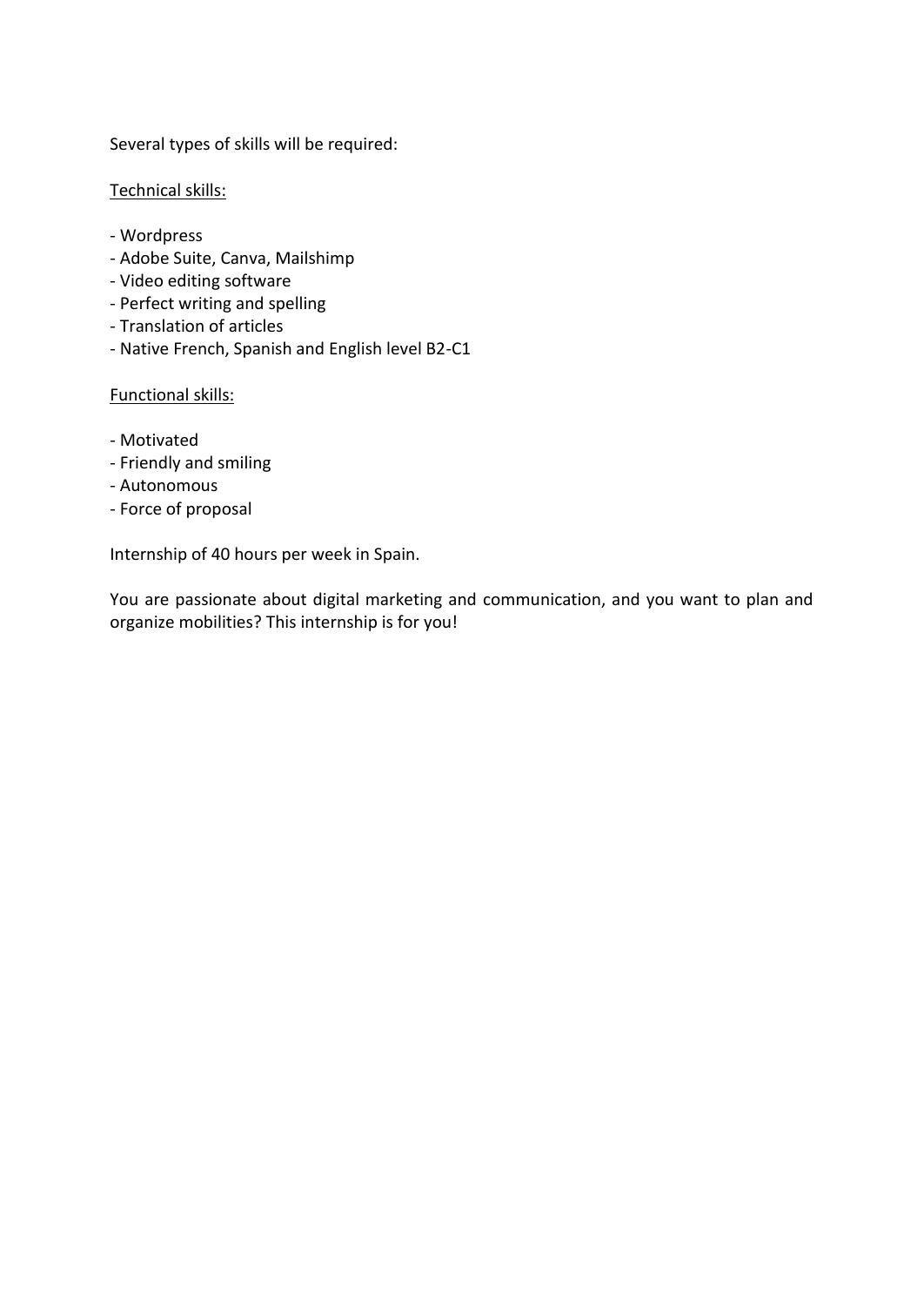Several types of skills will be required:

<u>Technical skills:</u>

- Wordpress
- Adobe Suite, Canva, Mailshimp
- Video editing software
- Perfect writing and spelling
- Translation of articles
- Native French, Spanish and English level B2-C1

<u>Functional skills:</u>

- Motivated
- Friendly and smiling
- Autonomous
- Force of proposal

Internship of 40 hours per week in Spain.

You are passionate about digital marketing and communication, and you want to plan and organize mobilities? This internship is for you!